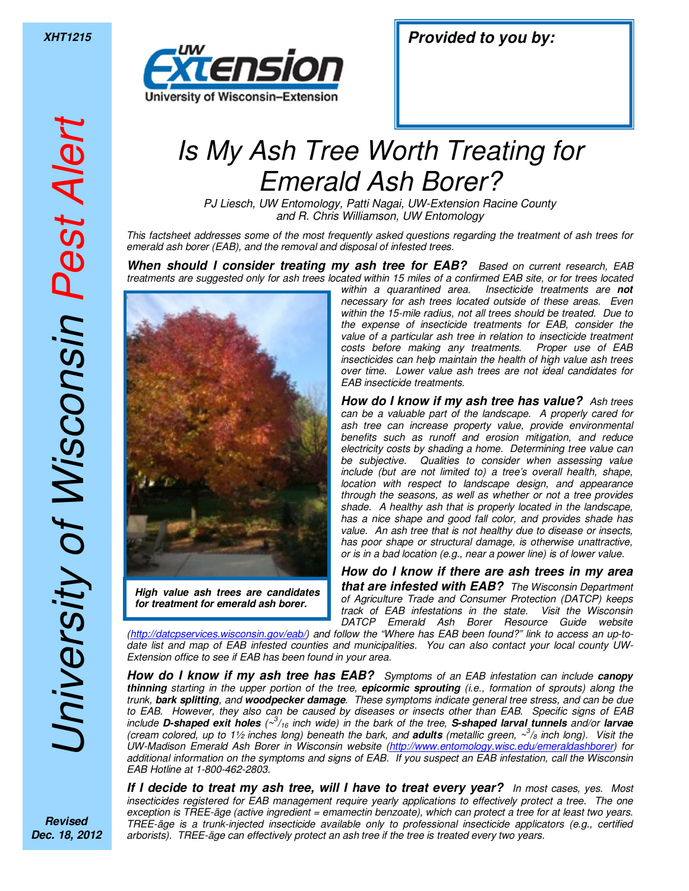XHT1215

University of Wisconsin *Pest Alert*

**Provided to you by:**

# *Is My Ash Tree Worth Treating for Emerald Ash Borer?*

*PJ Liesch, UW Entomology, Patti Nagai, UW-Extension Racine County and R. Chris Williamson, UW Entomology*

*This factsheet addresses some of the most frequently asked questions regarding the treatment of ash trees for emerald ash borer (EAB), and the removal and disposal of infested trees.*

***When should I consider treating my ash tree for EAB?*** *Based on current research, EAB treatments are suggested only for ash trees located within 15 miles of a confirmed EAB site, or for trees located within a quarantined area. Insecticide treatments are **not** necessary for ash trees located outside of these areas. Even within the 15-mile radius, not all trees should be treated. Due to the expense of insecticide treatments for EAB, consider the value of a particular ash tree in relation to insecticide treatment costs before making any treatments. Proper use of EAB insecticides can help maintain the health of high value ash trees over time. Lower value ash trees are not ideal candidates for EAB insecticide treatments.*

***High value ash trees are candidates for treatment for emerald ash borer.***

***How do I know if my ash tree has value?*** *Ash trees can be a valuable part of the landscape. A properly cared for ash tree can increase property value, provide environmental benefits such as runoff and erosion mitigation, and reduce electricity costs by shading a home. Determining tree value can be subjective. Qualities to consider when assessing value include (but are not limited to) a tree's overall health, shape, location with respect to landscape design, and appearance through the seasons, as well as whether or not a tree provides shade. A healthy ash that is properly located in the landscape, has a nice shape and good fall color, and provides shade has value. An ash tree that is not healthy due to disease or insects, has poor shape or structural damage, is otherwise unattractive, or is in a bad location (e.g., near a power line) is of lower value.*

***How do I know if there are ash trees in my area that are infested with EAB?*** *The Wisconsin Department of Agriculture Trade and Consumer Protection (DATCP) keeps track of EAB infestations in the state. Visit the Wisconsin DATCP Emerald Ash Borer Resource Guide website (http://datcpservices.wisconsin.gov/eab/) and follow the "Where has EAB been found?" link to access an up-to-date list and map of EAB infested counties and municipalities. You can also contact your local county UW-Extension office to see if EAB has been found in your area.*

***How do I know if my ash tree has EAB?*** *Symptoms of an EAB infestation can include **canopy thinning** starting in the upper portion of the tree, **epicormic sprouting** (i.e., formation of sprouts) along the trunk, **bark splitting**, and **woodpecker damage**. These symptoms indicate general tree stress, and can be due to EAB. However, they also can be caused by diseases or insects other than EAB. Specific signs of EAB include **D-shaped exit holes** (~$^{3}/_{16}$ inch wide) in the bark of the tree, **S-shaped larval tunnels** and/or **larvae** (cream colored, up to 1½ inches long) beneath the bark, and **adults** (metallic green, ~$^{3}/_{8}$ inch long). Visit the UW-Madison Emerald Ash Borer in Wisconsin website (http://www.entomology.wisc.edu/emeraldashborer) for additional information on the symptoms and signs of EAB. If you suspect an EAB infestation, call the Wisconsin EAB Hotline at 1-800-462-2803.*

***If I decide to treat my ash tree, will I have to treat every year?*** *In most cases, yes. Most insecticides registered for EAB management require yearly applications to effectively protect a tree. The one exception is TREE-äge (active ingredient = emamectin benzoate), which can protect a tree for at least two years. TREE-äge is a trunk-injected insecticide available only to professional insecticide applicators (e.g., certified arborists). TREE-äge can effectively protect an ash tree if the tree is treated every two years.*

***Revised Dec. 18, 2012***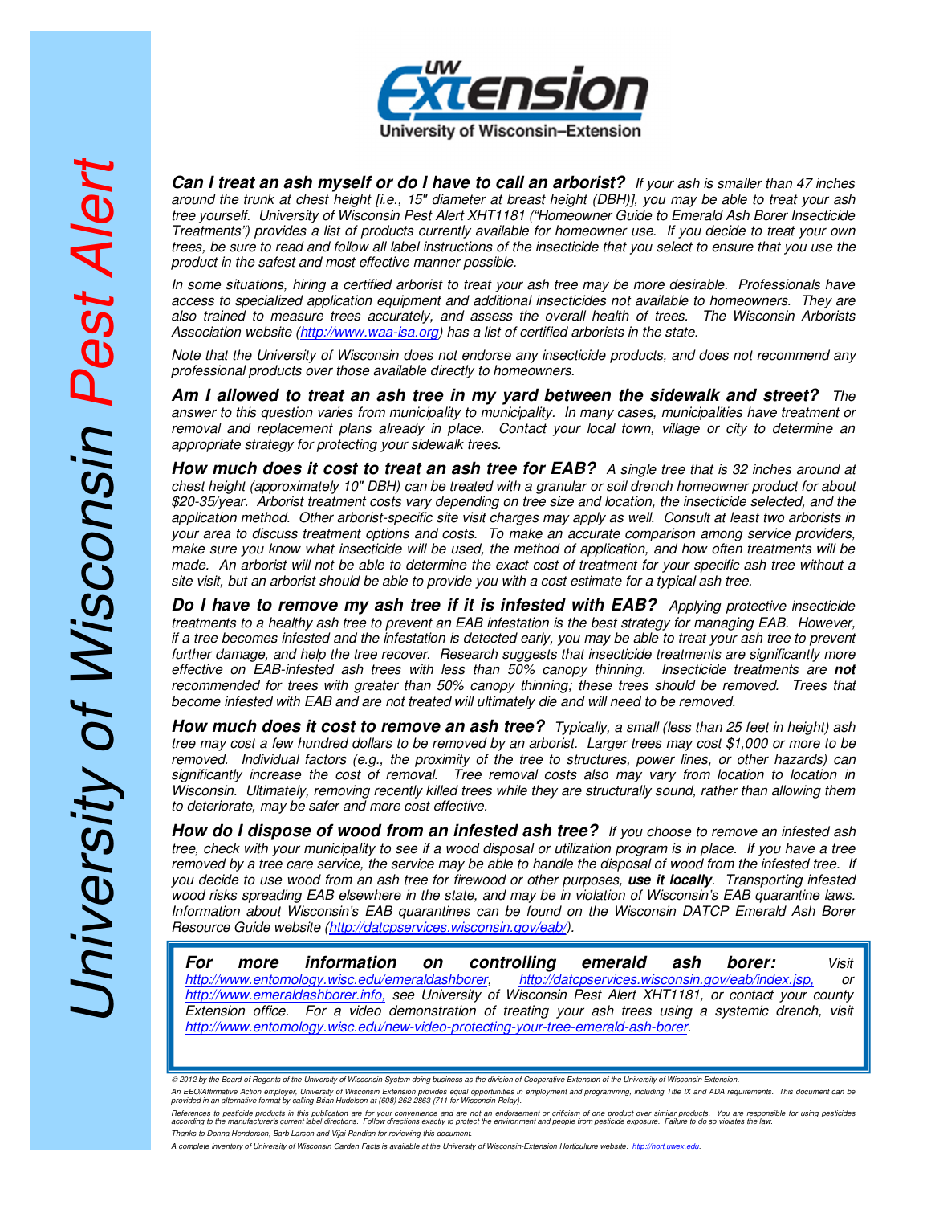**Can I treat an ash myself or do I have to call an arborist?** *If your ash is smaller than 47 inches around the trunk at chest height [i.e., 15" diameter at breast height (DBH)], you may be able to treat your ash tree yourself. University of Wisconsin Pest Alert XHT1181 ("Homeowner Guide to Emerald Ash Borer Insecticide Treatments") provides a list of products currently available for homeowner use. If you decide to treat your own trees, be sure to read and follow all label instructions of the insecticide that you select to ensure that you use the product in the safest and most effective manner possible.*

*In some situations, hiring a certified arborist to treat your ash tree may be more desirable. Professionals have access to specialized application equipment and additional insecticides not available to homeowners. They are also trained to measure trees accurately, and assess the overall health of trees. The Wisconsin Arborists Association website (http://www.waa-isa.org) has a list of certified arborists in the state.*

*Note that the University of Wisconsin does not endorse any insecticide products, and does not recommend any professional products over those available directly to homeowners.*

**Am I allowed to treat an ash tree in my yard between the sidewalk and street?** *The answer to this question varies from municipality to municipality. In many cases, municipalities have treatment or removal and replacement plans already in place. Contact your local town, village or city to determine an appropriate strategy for protecting your sidewalk trees.*

**How much does it cost to treat an ash tree for EAB?** *A single tree that is 32 inches around at chest height (approximately 10" DBH) can be treated with a granular or soil drench homeowner product for about $20-35/year. Arborist treatment costs vary depending on tree size and location, the insecticide selected, and the application method. Other arborist-specific site visit charges may apply as well. Consult at least two arborists in your area to discuss treatment options and costs. To make an accurate comparison among service providers, make sure you know what insecticide will be used, the method of application, and how often treatments will be made. An arborist will not be able to determine the exact cost of treatment for your specific ash tree without a site visit, but an arborist should be able to provide you with a cost estimate for a typical ash tree.*

**Do I have to remove my ash tree if it is infested with EAB?** *Applying protective insecticide treatments to a healthy ash tree to prevent an EAB infestation is the best strategy for managing EAB. However, if a tree becomes infested and the infestation is detected early, you may be able to treat your ash tree to prevent further damage, and help the tree recover. Research suggests that insecticide treatments are significantly more effective on EAB-infested ash trees with less than 50% canopy thinning. Insecticide treatments are* ***not*** *recommended for trees with greater than 50% canopy thinning; these trees should be removed. Trees that become infested with EAB and are not treated will ultimately die and will need to be removed.*

**How much does it cost to remove an ash tree?** *Typically, a small (less than 25 feet in height) ash tree may cost a few hundred dollars to be removed by an arborist. Larger trees may cost $1,000 or more to be removed. Individual factors (e.g., the proximity of the tree to structures, power lines, or other hazards) can significantly increase the cost of removal. Tree removal costs also may vary from location to location in Wisconsin. Ultimately, removing recently killed trees while they are structurally sound, rather than allowing them to deteriorate, may be safer and more cost effective.*

**How do I dispose of wood from an infested ash tree?** *If you choose to remove an infested ash tree, check with your municipality to see if a wood disposal or utilization program is in place. If you have a tree removed by a tree care service, the service may be able to handle the disposal of wood from the infested tree. If you decide to use wood from an ash tree for firewood or other purposes,* ***use it locally****. Transporting infested wood risks spreading EAB elsewhere in the state, and may be in violation of Wisconsin's EAB quarantine laws. Information about Wisconsin's EAB quarantines can be found on the Wisconsin DATCP Emerald Ash Borer Resource Guide website (http://datcpservices.wisconsin.gov/eab/).*

**For more information on controlling emerald ash borer:** *Visit http://www.entomology.wisc.edu/emeraldashborer, http://datcpservices.wisconsin.gov/eab/index.jsp, or http://www.emeraldashborer.info, see University of Wisconsin Pest Alert XHT1181, or contact your county Extension office. For a video demonstration of treating your ash trees using a systemic drench, visit http://www.entomology.wisc.edu/new-video-protecting-your-tree-emerald-ash-borer.*

*© 2012 by the Board of Regents of the University of Wisconsin System doing business as the division of Cooperative Extension of the University of Wisconsin Extension.*

*An EEO/Affirmative Action employer, University of Wisconsin Extension provides equal opportunities in employment and programming, including Title IX and ADA requirements. This document can be provided in an alternative format by calling Brian Hudelson at (608) 262-2863 (711 for Wisconsin Relay).*

*References to pesticide products in this publication are for your convenience and are not an endorsement or criticism of one product over similar products. You are responsible for using pesticides according to the manufacturer's current label directions. Follow directions exactly to protect the environment and people from pesticide exposure. Failure to do so violates the law.*

*Thanks to Donna Henderson, Barb Larson and Vijai Pandian for reviewing this document.*

*A complete inventory of University of Wisconsin Garden Facts is available at the University of Wisconsin-Extension Horticulture website: http://hort.uwex.edu.*